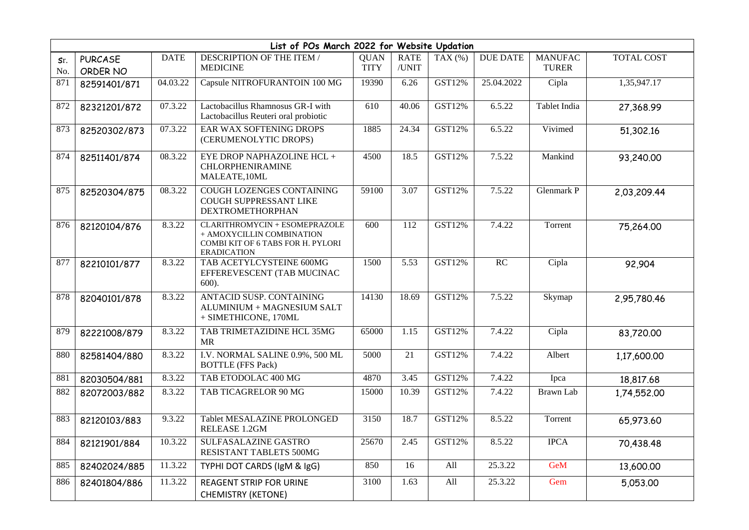| List of POs March 2022 for Website Updation | | | | | | | | | |
|---|---|---|---|---|---|---|---|---|---|
| Sr. No. | PURCASE ORDER NO | DATE | DESCRIPTION OF THE ITEM / MEDICINE | QUANTITY | RATE /UNIT | TAX (%) | DUE DATE | MANUFACTURER | TOTAL COST |
| 871 | 82591401/871 | 04.03.22 | Capsule NITROFURANTOIN 100 MG | 19390 | 6.26 | GST12% | 25.04.2022 | Cipla | 1,35,947.17 |
| 872 | 82321201/872 | 07.3.22 | Lactobacillus Rhamnosus GR-I with Lactobacillus Reuteri oral probiotic | 610 | 40.06 | GST12% | 6.5.22 | Tablet India | 27,368.99 |
| 873 | 82520302/873 | 07.3.22 | EAR WAX SOFTENING DROPS (CERUMENOLYTIC DROPS) | 1885 | 24.34 | GST12% | 6.5.22 | Vivimed | 51,302.16 |
| 874 | 82511401/874 | 08.3.22 | EYE DROP NAPHAZOLINE HCL + CHLORPHENIRAMINE MALEATE,10ML | 4500 | 18.5 | GST12% | 7.5.22 | Mankind | 93,240.00 |
| 875 | 82520304/875 | 08.3.22 | COUGH LOZENGES CONTAINING COUGH SUPPRESSANT LIKE DEXTROMETHORPHAN | 59100 | 3.07 | GST12% | 7.5.22 | Glenmark P | 2,03,209.44 |
| 876 | 82120104/876 | 8.3.22 | CLARITHROMYCIN + ESOMEPRAZOLE + AMOXYCILLIN COMBINATION COMBI KIT OF 6 TABS FOR H. PYLORI ERADICATION | 600 | 112 | GST12% | 7.4.22 | Torrent | 75,264.00 |
| 877 | 82210101/877 | 8.3.22 | TAB ACETYLCYSTEINE 600MG EFFEREVESCENT (TAB MUCINAC 600). | 1500 | 5.53 | GST12% | RC | Cipla | 92,904 |
| 878 | 82040101/878 | 8.3.22 | ANTACID SUSP. CONTAINING ALUMINIUM + MAGNESIUM SALT + SIMETHICONE, 170ML | 14130 | 18.69 | GST12% | 7.5.22 | Skymap | 2,95,780.46 |
| 879 | 82221008/879 | 8.3.22 | TAB TRIMETAZIDINE HCL 35MG MR | 65000 | 1.15 | GST12% | 7.4.22 | Cipla | 83,720.00 |
| 880 | 82581404/880 | 8.3.22 | I.V. NORMAL SALINE 0.9%, 500 ML BOTTLE (FFS Pack) | 5000 | 21 | GST12% | 7.4.22 | Albert | 1,17,600.00 |
| 881 | 82030504/881 | 8.3.22 | TAB ETODOLAC 400 MG | 4870 | 3.45 | GST12% | 7.4.22 | Ipca | 18,817.68 |
| 882 | 82072003/882 | 8.3.22 | TAB TICAGRELOR 90 MG | 15000 | 10.39 | GST12% | 7.4.22 | Brawn Lab | 1,74,552.00 |
| 883 | 82120103/883 | 9.3.22 | Tablet MESALAZINE PROLONGED RELEASE 1.2GM | 3150 | 18.7 | GST12% | 8.5.22 | Torrent | 65,973.60 |
| 884 | 82121901/884 | 10.3.22 | SULFASALAZINE GASTRO RESISTANT TABLETS 500MG | 25670 | 2.45 | GST12% | 8.5.22 | IPCA | 70,438.48 |
| 885 | 82402024/885 | 11.3.22 | TYPHI DOT CARDS (IgM & IgG) | 850 | 16 | All | 25.3.22 | GeM | 13,600.00 |
| 886 | 82401804/886 | 11.3.22 | REAGENT STRIP FOR URINE CHEMISTRY (KETONE) | 3100 | 1.63 | All | 25.3.22 | Gem | 5,053.00 |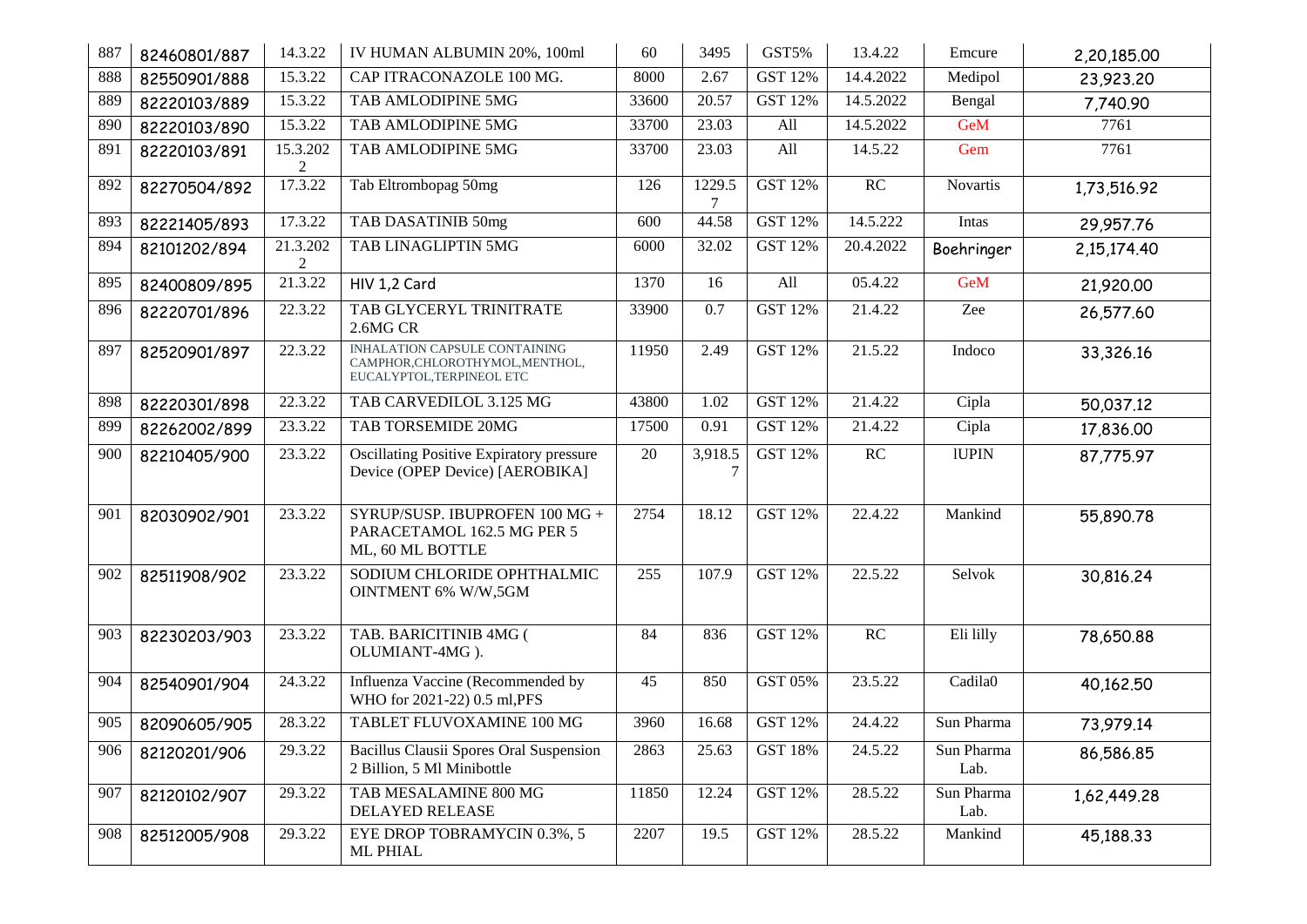| 887 | 82460801/887 | 14.3.22 | IV HUMAN ALBUMIN 20%, 100ml | 60 | 3495 | GST5% | 13.4.22 | Emcure | 2,20,185.00 |
|---|---|---|---|---|---|---|---|---|---|
| 888 | 82550901/888 | 15.3.22 | CAP ITRACONAZOLE 100 MG. | 8000 | 2.67 | GST 12% | 14.4.2022 | Medipol | 23,923.20 |
| 889 | 82220103/889 | 15.3.22 | TAB AMLODIPINE 5MG | 33600 | 20.57 | GST 12% | 14.5.2022 | Bengal | 7,740.90 |
| 890 | 82220103/890 | 15.3.22 | TAB AMLODIPINE 5MG | 33700 | 23.03 | All | 14.5.2022 | GeM | 7761 |
| 891 | 82220103/891 | 15.3.2022 | TAB AMLODIPINE 5MG | 33700 | 23.03 | All | 14.5.22 | Gem | 7761 |
| 892 | 82270504/892 | 17.3.22 | Tab Eltrombopag 50mg | 126 | 1229.57 | GST 12% | RC | Novartis | 1,73,516.92 |
| 893 | 82221405/893 | 17.3.22 | TAB DASATINIB 50mg | 600 | 44.58 | GST 12% | 14.5.222 | Intas | 29,957.76 |
| 894 | 82101202/894 | 21.3.2022 | TAB LINAGLIPTIN 5MG | 6000 | 32.02 | GST 12% | 20.4.2022 | Boehringer | 2,15,174.40 |
| 895 | 82400809/895 | 21.3.22 | HIV 1,2 Card | 1370 | 16 | All | 05.4.22 | GeM | 21,920.00 |
| 896 | 82220701/896 | 22.3.22 | TAB GLYCERYL TRINITRATE 2.6MG CR | 33900 | 0.7 | GST 12% | 21.4.22 | Zee | 26,577.60 |
| 897 | 82520901/897 | 22.3.22 | INHALATION CAPSULE CONTAINING CAMPHOR,CHLOROTHYMOL,MENTHOL, EUCALYPTOL,TERPINEOL ETC | 11950 | 2.49 | GST 12% | 21.5.22 | Indoco | 33,326.16 |
| 898 | 82220301/898 | 22.3.22 | TAB CARVEDILOL 3.125 MG | 43800 | 1.02 | GST 12% | 21.4.22 | Cipla | 50,037.12 |
| 899 | 82262002/899 | 23.3.22 | TAB TORSEMIDE 20MG | 17500 | 0.91 | GST 12% | 21.4.22 | Cipla | 17,836.00 |
| 900 | 82210405/900 | 23.3.22 | Oscillating Positive Expiratory pressure Device (OPEP Device) [AEROBIKA] | 20 | 3,918.57 | GST 12% | RC | lUPIN | 87,775.97 |
| 901 | 82030902/901 | 23.3.22 | SYRUP/SUSP. IBUPROFEN 100 MG + PARACETAMOL 162.5 MG PER 5 ML, 60 ML BOTTLE | 2754 | 18.12 | GST 12% | 22.4.22 | Mankind | 55,890.78 |
| 902 | 82511908/902 | 23.3.22 | SODIUM CHLORIDE OPHTHALMIC OINTMENT 6% W/W,5GM | 255 | 107.9 | GST 12% | 22.5.22 | Selvok | 30,816.24 |
| 903 | 82230203/903 | 23.3.22 | TAB. BARICITINIB 4MG ( OLUMIANT-4MG ). | 84 | 836 | GST 12% | RC | Eli lilly | 78,650.88 |
| 904 | 82540901/904 | 24.3.22 | Influenza Vaccine (Recommended by WHO for 2021-22) 0.5 ml,PFS | 45 | 850 | GST 05% | 23.5.22 | Cadila0 | 40,162.50 |
| 905 | 82090605/905 | 28.3.22 | TABLET FLUVOXAMINE 100 MG | 3960 | 16.68 | GST 12% | 24.4.22 | Sun Pharma | 73,979.14 |
| 906 | 82120201/906 | 29.3.22 | Bacillus Clausii Spores Oral Suspension 2 Billion, 5 Ml Minibottle | 2863 | 25.63 | GST 18% | 24.5.22 | Sun Pharma Lab. | 86,586.85 |
| 907 | 82120102/907 | 29.3.22 | TAB MESALAMINE 800 MG DELAYED RELEASE | 11850 | 12.24 | GST 12% | 28.5.22 | Sun Pharma Lab. | 1,62,449.28 |
| 908 | 82512005/908 | 29.3.22 | EYE DROP TOBRAMYCIN 0.3%, 5 ML PHIAL | 2207 | 19.5 | GST 12% | 28.5.22 | Mankind | 45,188.33 |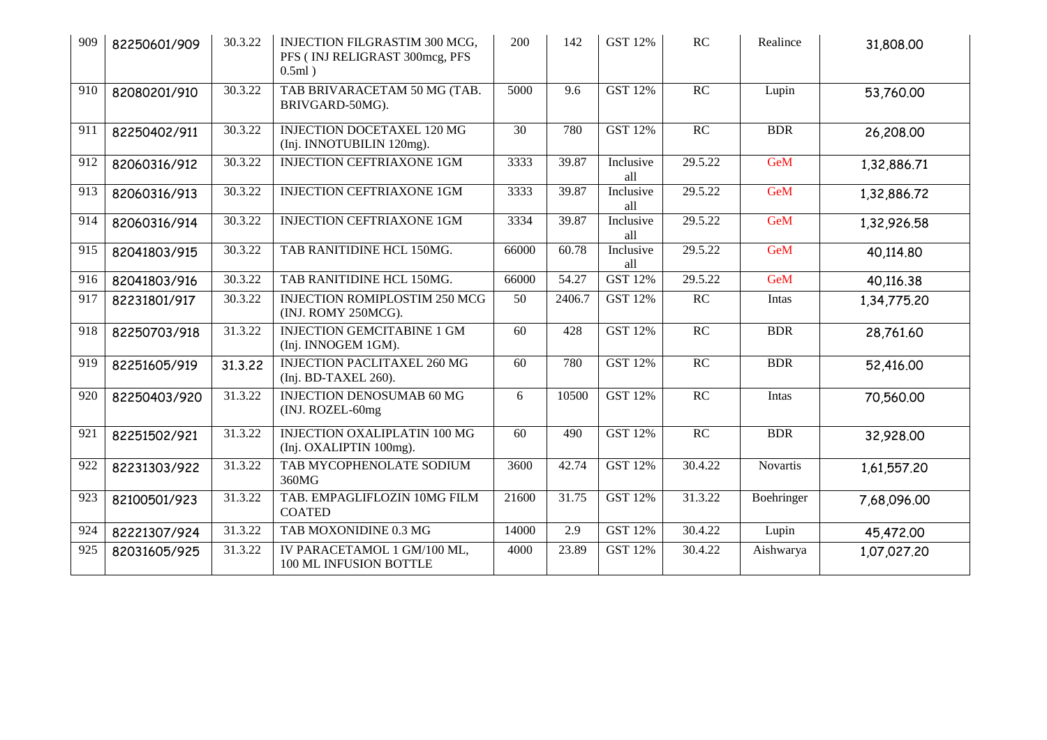| | | | | | | | | | |
|---|---|---|---|---|---|---|---|---|---|
| 909 | 82250601/909 | 30.3.22 | INJECTION FILGRASTIM 300 MCG, PFS ( INJ RELIGRAST 300mcg, PFS 0.5ml ) | 200 | 142 | GST 12% | RC | Realince | 31,808.00 |
| 910 | 82080201/910 | 30.3.22 | TAB BRIVARACETAM 50 MG (TAB. BRIVGARD-50MG). | 5000 | 9.6 | GST 12% | RC | Lupin | 53,760.00 |
| 911 | 82250402/911 | 30.3.22 | INJECTION DOCETAXEL 120 MG (Inj. INNOTUBILIN 120mg). | 30 | 780 | GST 12% | RC | BDR | 26,208.00 |
| 912 | 82060316/912 | 30.3.22 | INJECTION CEFTRIAXONE 1GM | 3333 | 39.87 | Inclusive all | 29.5.22 | GeM | 1,32,886.71 |
| 913 | 82060316/913 | 30.3.22 | INJECTION CEFTRIAXONE 1GM | 3333 | 39.87 | Inclusive all | 29.5.22 | GeM | 1,32,886.72 |
| 914 | 82060316/914 | 30.3.22 | INJECTION CEFTRIAXONE 1GM | 3334 | 39.87 | Inclusive all | 29.5.22 | GeM | 1,32,926.58 |
| 915 | 82041803/915 | 30.3.22 | TAB RANITIDINE HCL 150MG. | 66000 | 60.78 | Inclusive all | 29.5.22 | GeM | 40,114.80 |
| 916 | 82041803/916 | 30.3.22 | TAB RANITIDINE HCL 150MG. | 66000 | 54.27 | GST 12% | 29.5.22 | GeM | 40,116.38 |
| 917 | 82231801/917 | 30.3.22 | INJECTION ROMIPLOSTIM 250 MCG (INJ. ROMY 250MCG). | 50 | 2406.7 | GST 12% | RC | Intas | 1,34,775.20 |
| 918 | 82250703/918 | 31.3.22 | INJECTION GEMCITABINE 1 GM (Inj. INNOGEM 1GM). | 60 | 428 | GST 12% | RC | BDR | 28,761.60 |
| 919 | 82251605/919 | 31.3.22 | INJECTION PACLITAXEL 260 MG (Inj. BD-TAXEL 260). | 60 | 780 | GST 12% | RC | BDR | 52,416.00 |
| 920 | 82250403/920 | 31.3.22 | INJECTION DENOSUMAB 60 MG (INJ. ROZEL-60mg | 6 | 10500 | GST 12% | RC | Intas | 70,560.00 |
| 921 | 82251502/921 | 31.3.22 | INJECTION OXALIPLATIN 100 MG (Inj. OXALIPTIN 100mg). | 60 | 490 | GST 12% | RC | BDR | 32,928.00 |
| 922 | 82231303/922 | 31.3.22 | TAB MYCOPHENOLATE SODIUM 360MG | 3600 | 42.74 | GST 12% | 30.4.22 | Novartis | 1,61,557.20 |
| 923 | 82100501/923 | 31.3.22 | TAB. EMPAGLIFLOZIN 10MG FILM COATED | 21600 | 31.75 | GST 12% | 31.3.22 | Boehringer | 7,68,096.00 |
| 924 | 82221307/924 | 31.3.22 | TAB MOXONIDINE 0.3 MG | 14000 | 2.9 | GST 12% | 30.4.22 | Lupin | 45,472.00 |
| 925 | 82031605/925 | 31.3.22 | IV PARACETAMOL 1 GM/100 ML, 100 ML INFUSION BOTTLE | 4000 | 23.89 | GST 12% | 30.4.22 | Aishwarya | 1,07,027.20 |